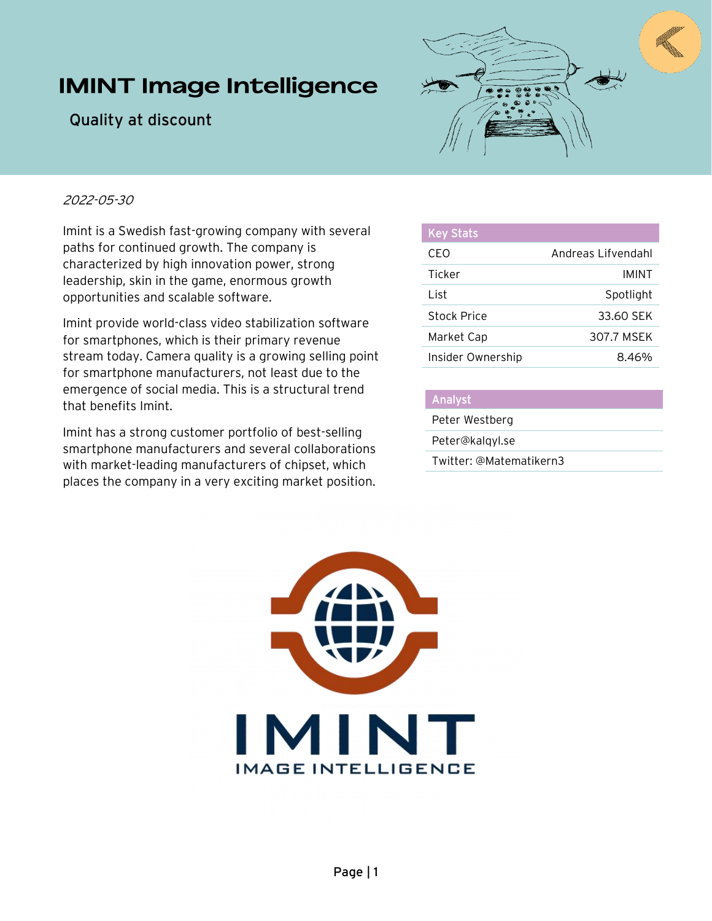# IMINT Image Intelligence

## Quality at discount

*2022-05-30*

Imint is a Swedish fast-growing company with several paths for continued growth. The company is characterized by high innovation power, strong leadership, skin in the game, enormous growth opportunities and scalable software.

Imint provide world-class video stabilization software for smartphones, which is their primary revenue stream today. Camera quality is a growing selling point for smartphone manufacturers, not least due to the emergence of social media. This is a structural trend that benefits Imint.

Imint has a strong customer portfolio of best-selling smartphone manufacturers and several collaborations with market-leading manufacturers of chipset, which places the company in a very exciting market position.

| Key Stats | |
|---|---|
| CEO | Andreas Lifvendahl |
| Ticker | IMINT |
| List | Spotlight |
| Stock Price | 33.60 SEK |
| Market Cap | 307.7 MSEK |
| Insider Ownership | 8.46% |

| Analyst |
|---|
| Peter Westberg |
| Peter@kalqyl.se |
| Twitter: @Matematikern3 |

IMINT
IMAGE INTELLIGENCE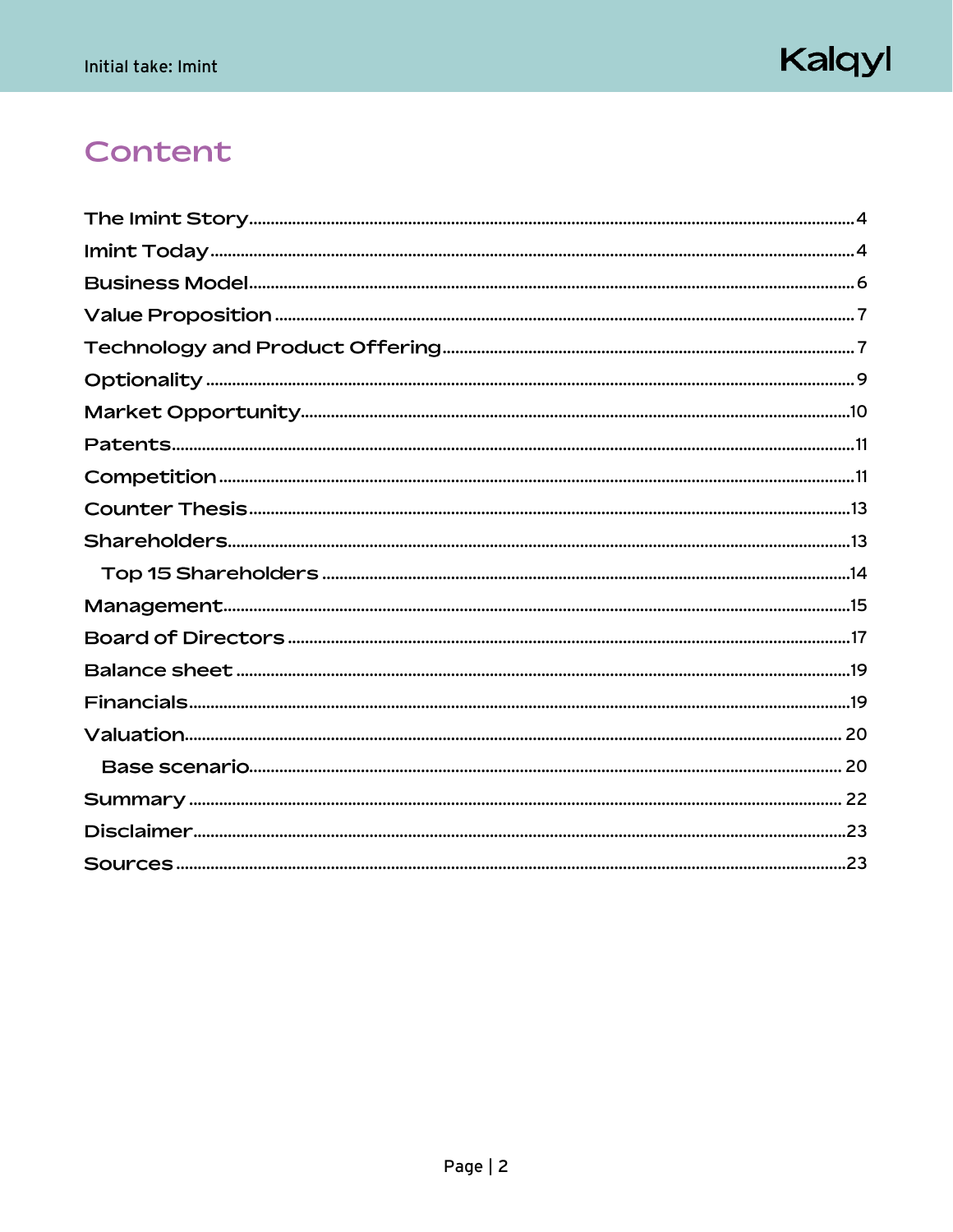# Content

- The Imint Story ... 4
- Imint Today ... 4
- Business Model ... 6
- Value Proposition ... 7
- Technology and Product Offering ... 7
- Optionality ... 9
- Market Opportunity ... 10
- Patents ... 11
- Competition ... 11
- Counter Thesis ... 13
- Shareholders ... 13
  - Top 15 Shareholders ... 14
- Management ... 15
- Board of Directors ... 17
- Balance sheet ... 19
- Financials ... 19
- Valuation ... 20
  - Base scenario ... 20
- Summary ... 22
- Disclaimer ... 23
- Sources ... 23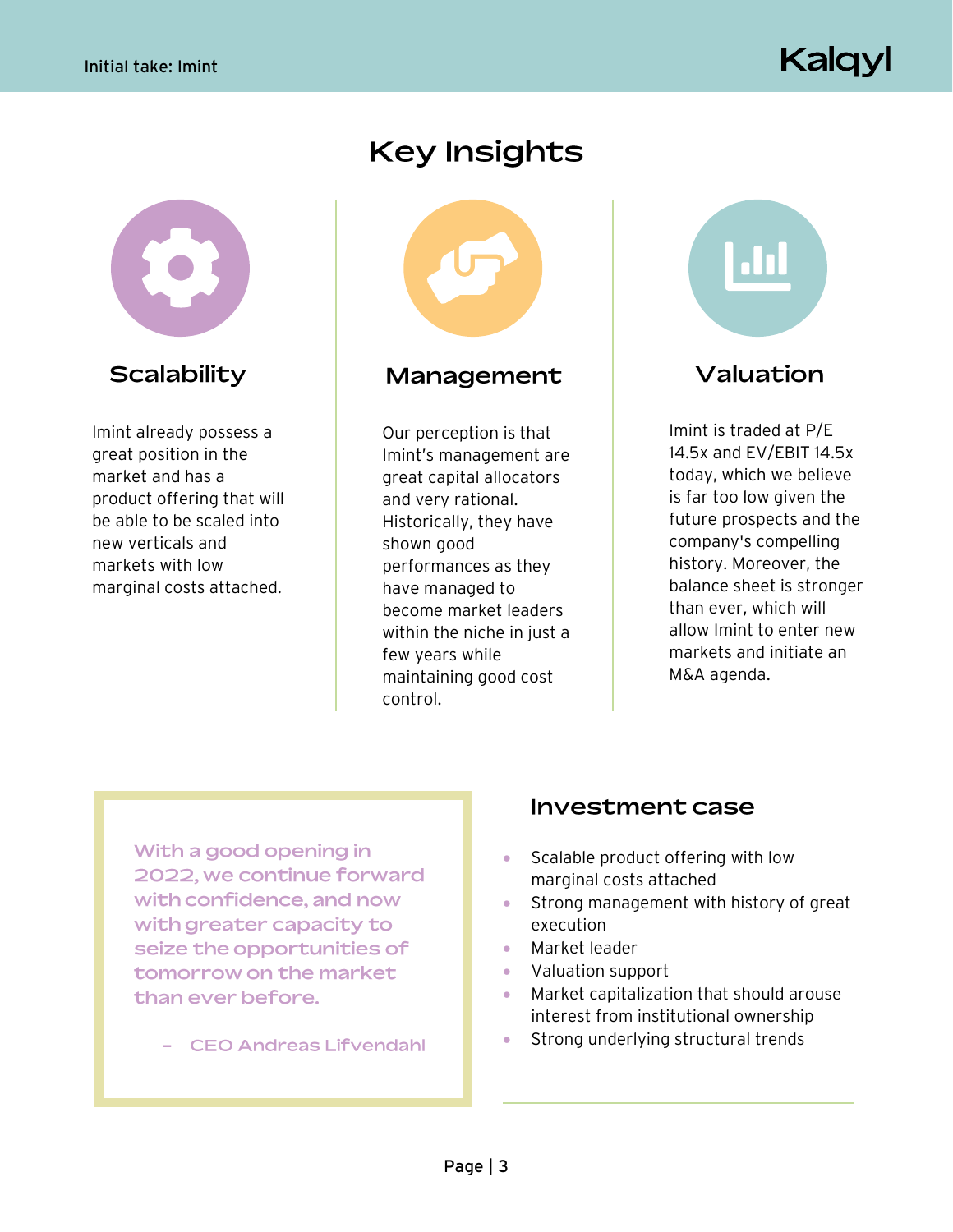# Key Insights

### Scalability

Imint already possess a great position in the market and has a product offering that will be able to be scaled into new verticals and markets with low marginal costs attached.

### Management

Our perception is that Imint's management are great capital allocators and very rational. Historically, they have shown good performances as they have managed to become market leaders within the niche in just a few years while maintaining good cost control.

### Valuation

Imint is traded at P/E 14.5x and EV/EBIT 14.5x today, which we believe is far too low given the future prospects and the company's compelling history. Moreover, the balance sheet is stronger than ever, which will allow Imint to enter new markets and initiate an M&A agenda.

> With a good opening in 2022, we continue forward with confidence, and now with greater capacity to seize the opportunities of tomorrow on the market than ever before.
>
> – CEO Andreas Lifvendahl

## Investment case

- Scalable product offering with low marginal costs attached
- Strong management with history of great execution
- Market leader
- Valuation support
- Market capitalization that should arouse interest from institutional ownership
- Strong underlying structural trends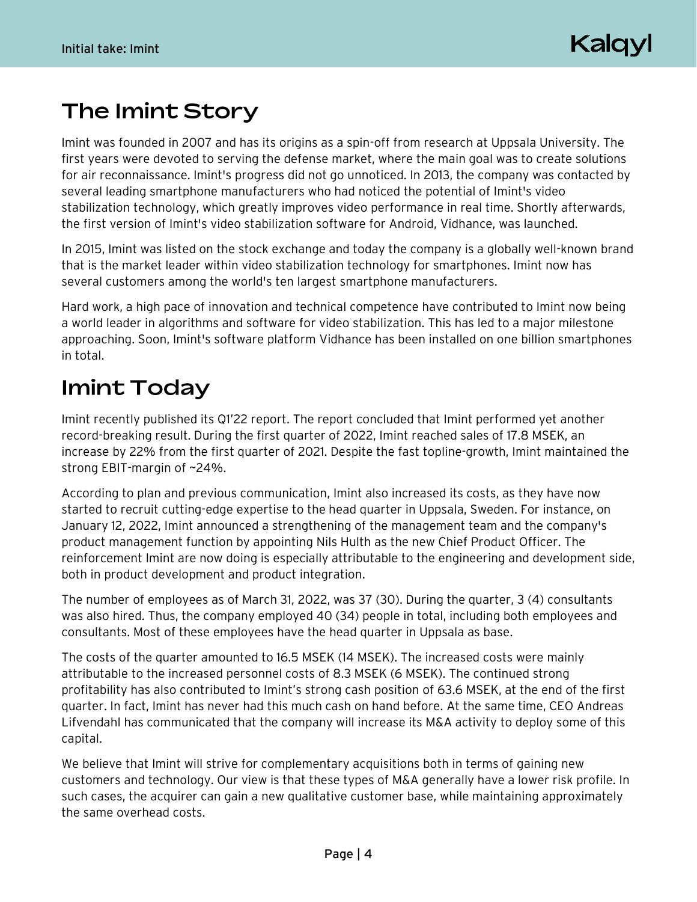# The Imint Story

Imint was founded in 2007 and has its origins as a spin-off from research at Uppsala University. The first years were devoted to serving the defense market, where the main goal was to create solutions for air reconnaissance. Imint's progress did not go unnoticed. In 2013, the company was contacted by several leading smartphone manufacturers who had noticed the potential of Imint's video stabilization technology, which greatly improves video performance in real time. Shortly afterwards, the first version of Imint's video stabilization software for Android, Vidhance, was launched.

In 2015, Imint was listed on the stock exchange and today the company is a globally well-known brand that is the market leader within video stabilization technology for smartphones. Imint now has several customers among the world's ten largest smartphone manufacturers.

Hard work, a high pace of innovation and technical competence have contributed to Imint now being a world leader in algorithms and software for video stabilization. This has led to a major milestone approaching. Soon, Imint's software platform Vidhance has been installed on one billion smartphones in total.

# Imint Today

Imint recently published its Q1'22 report. The report concluded that Imint performed yet another record-breaking result. During the first quarter of 2022, Imint reached sales of 17.8 MSEK, an increase by 22% from the first quarter of 2021. Despite the fast topline-growth, Imint maintained the strong EBIT-margin of ~24%.

According to plan and previous communication, Imint also increased its costs, as they have now started to recruit cutting-edge expertise to the head quarter in Uppsala, Sweden. For instance, on January 12, 2022, Imint announced a strengthening of the management team and the company's product management function by appointing Nils Hulth as the new Chief Product Officer. The reinforcement Imint are now doing is especially attributable to the engineering and development side, both in product development and product integration.

The number of employees as of March 31, 2022, was 37 (30). During the quarter, 3 (4) consultants was also hired. Thus, the company employed 40 (34) people in total, including both employees and consultants. Most of these employees have the head quarter in Uppsala as base.

The costs of the quarter amounted to 16.5 MSEK (14 MSEK). The increased costs were mainly attributable to the increased personnel costs of 8.3 MSEK (6 MSEK). The continued strong profitability has also contributed to Imint's strong cash position of 63.6 MSEK, at the end of the first quarter. In fact, Imint has never had this much cash on hand before. At the same time, CEO Andreas Lifvendahl has communicated that the company will increase its M&A activity to deploy some of this capital.

We believe that Imint will strive for complementary acquisitions both in terms of gaining new customers and technology. Our view is that these types of M&A generally have a lower risk profile. In such cases, the acquirer can gain a new qualitative customer base, while maintaining approximately the same overhead costs.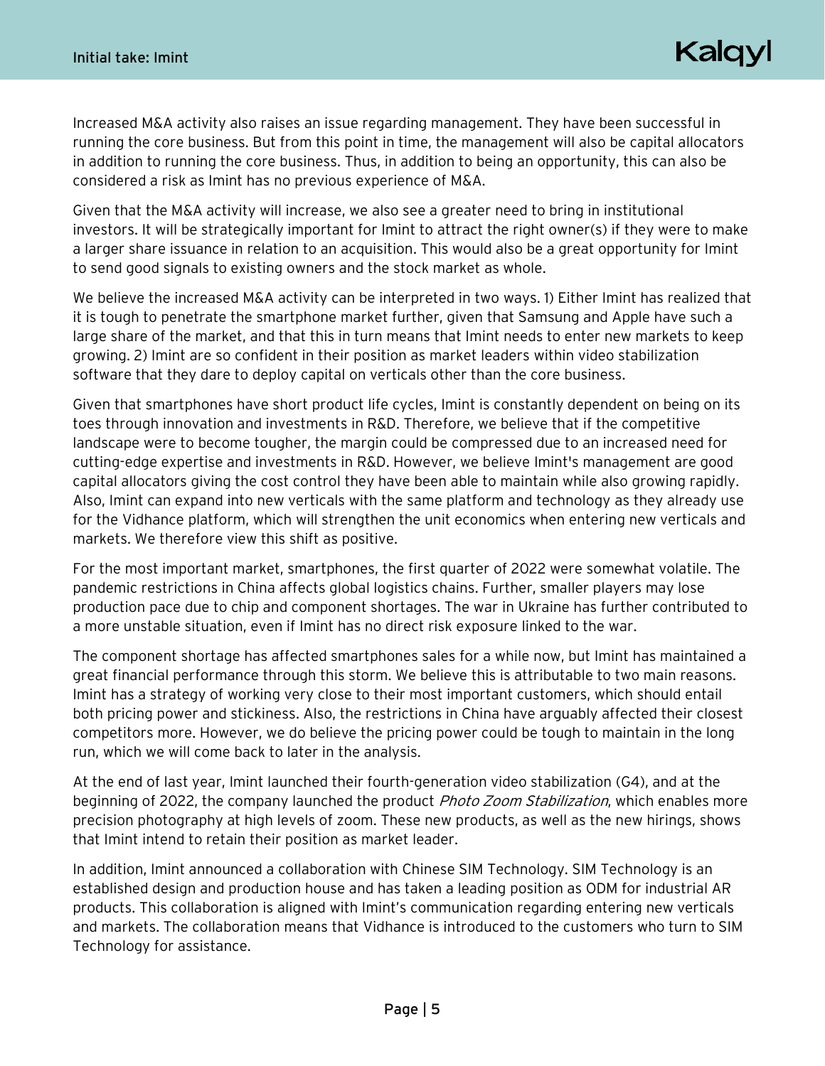Increased M&A activity also raises an issue regarding management. They have been successful in running the core business. But from this point in time, the management will also be capital allocators in addition to running the core business. Thus, in addition to being an opportunity, this can also be considered a risk as Imint has no previous experience of M&A.

Given that the M&A activity will increase, we also see a greater need to bring in institutional investors. It will be strategically important for Imint to attract the right owner(s) if they were to make a larger share issuance in relation to an acquisition. This would also be a great opportunity for Imint to send good signals to existing owners and the stock market as whole.

We believe the increased M&A activity can be interpreted in two ways. 1) Either Imint has realized that it is tough to penetrate the smartphone market further, given that Samsung and Apple have such a large share of the market, and that this in turn means that Imint needs to enter new markets to keep growing. 2) Imint are so confident in their position as market leaders within video stabilization software that they dare to deploy capital on verticals other than the core business.

Given that smartphones have short product life cycles, Imint is constantly dependent on being on its toes through innovation and investments in R&D. Therefore, we believe that if the competitive landscape were to become tougher, the margin could be compressed due to an increased need for cutting-edge expertise and investments in R&D. However, we believe Imint's management are good capital allocators giving the cost control they have been able to maintain while also growing rapidly. Also, Imint can expand into new verticals with the same platform and technology as they already use for the Vidhance platform, which will strengthen the unit economics when entering new verticals and markets. We therefore view this shift as positive.

For the most important market, smartphones, the first quarter of 2022 were somewhat volatile. The pandemic restrictions in China affects global logistics chains. Further, smaller players may lose production pace due to chip and component shortages. The war in Ukraine has further contributed to a more unstable situation, even if Imint has no direct risk exposure linked to the war.

The component shortage has affected smartphones sales for a while now, but Imint has maintained a great financial performance through this storm. We believe this is attributable to two main reasons. Imint has a strategy of working very close to their most important customers, which should entail both pricing power and stickiness. Also, the restrictions in China have arguably affected their closest competitors more. However, we do believe the pricing power could be tough to maintain in the long run, which we will come back to later in the analysis.

At the end of last year, Imint launched their fourth-generation video stabilization (G4), and at the beginning of 2022, the company launched the product *Photo Zoom Stabilization*, which enables more precision photography at high levels of zoom. These new products, as well as the new hirings, shows that Imint intend to retain their position as market leader.

In addition, Imint announced a collaboration with Chinese SIM Technology. SIM Technology is an established design and production house and has taken a leading position as ODM for industrial AR products. This collaboration is aligned with Imint's communication regarding entering new verticals and markets. The collaboration means that Vidhance is introduced to the customers who turn to SIM Technology for assistance.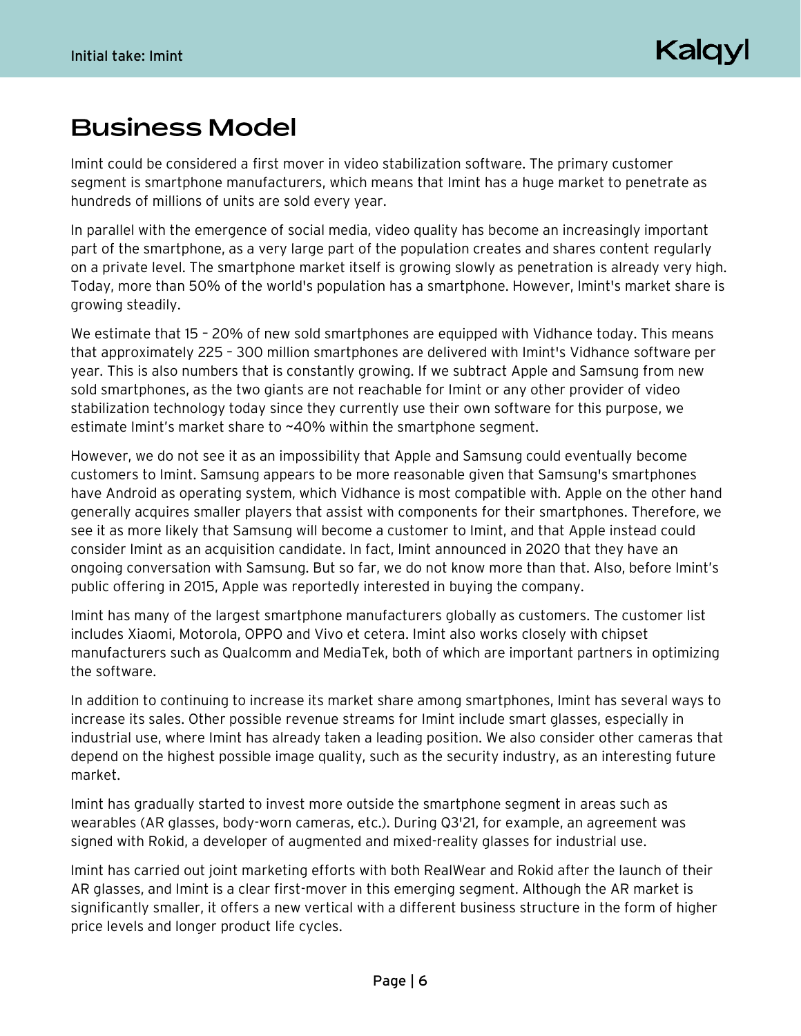# Business Model

Imint could be considered a first mover in video stabilization software. The primary customer segment is smartphone manufacturers, which means that Imint has a huge market to penetrate as hundreds of millions of units are sold every year.

In parallel with the emergence of social media, video quality has become an increasingly important part of the smartphone, as a very large part of the population creates and shares content regularly on a private level. The smartphone market itself is growing slowly as penetration is already very high. Today, more than 50% of the world's population has a smartphone. However, Imint's market share is growing steadily.

We estimate that 15 – 20% of new sold smartphones are equipped with Vidhance today. This means that approximately 225 – 300 million smartphones are delivered with Imint's Vidhance software per year. This is also numbers that is constantly growing. If we subtract Apple and Samsung from new sold smartphones, as the two giants are not reachable for Imint or any other provider of video stabilization technology today since they currently use their own software for this purpose, we estimate Imint's market share to ~40% within the smartphone segment.

However, we do not see it as an impossibility that Apple and Samsung could eventually become customers to Imint. Samsung appears to be more reasonable given that Samsung's smartphones have Android as operating system, which Vidhance is most compatible with. Apple on the other hand generally acquires smaller players that assist with components for their smartphones. Therefore, we see it as more likely that Samsung will become a customer to Imint, and that Apple instead could consider Imint as an acquisition candidate. In fact, Imint announced in 2020 that they have an ongoing conversation with Samsung. But so far, we do not know more than that. Also, before Imint's public offering in 2015, Apple was reportedly interested in buying the company.

Imint has many of the largest smartphone manufacturers globally as customers. The customer list includes Xiaomi, Motorola, OPPO and Vivo et cetera. Imint also works closely with chipset manufacturers such as Qualcomm and MediaTek, both of which are important partners in optimizing the software.

In addition to continuing to increase its market share among smartphones, Imint has several ways to increase its sales. Other possible revenue streams for Imint include smart glasses, especially in industrial use, where Imint has already taken a leading position. We also consider other cameras that depend on the highest possible image quality, such as the security industry, as an interesting future market.

Imint has gradually started to invest more outside the smartphone segment in areas such as wearables (AR glasses, body-worn cameras, etc.). During Q3'21, for example, an agreement was signed with Rokid, a developer of augmented and mixed-reality glasses for industrial use.

Imint has carried out joint marketing efforts with both RealWear and Rokid after the launch of their AR glasses, and Imint is a clear first-mover in this emerging segment. Although the AR market is significantly smaller, it offers a new vertical with a different business structure in the form of higher price levels and longer product life cycles.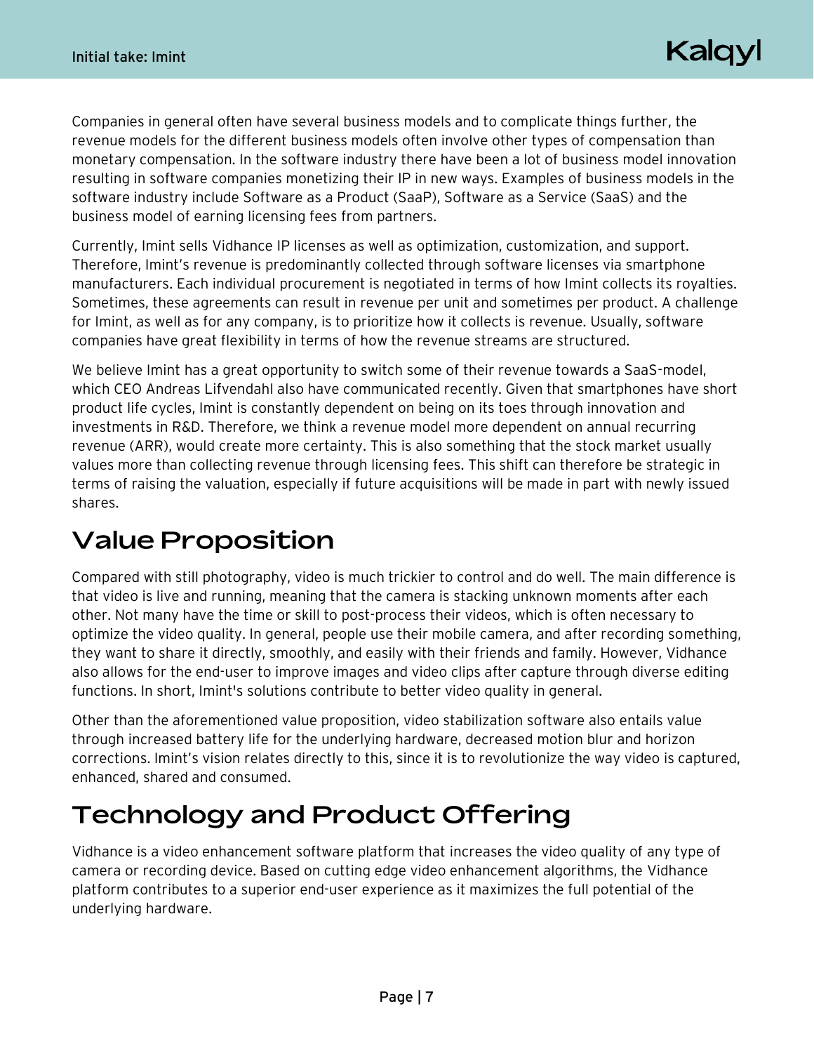Companies in general often have several business models and to complicate things further, the revenue models for the different business models often involve other types of compensation than monetary compensation. In the software industry there have been a lot of business model innovation resulting in software companies monetizing their IP in new ways. Examples of business models in the software industry include Software as a Product (SaaP), Software as a Service (SaaS) and the business model of earning licensing fees from partners.

Currently, Imint sells Vidhance IP licenses as well as optimization, customization, and support. Therefore, Imint's revenue is predominantly collected through software licenses via smartphone manufacturers. Each individual procurement is negotiated in terms of how Imint collects its royalties. Sometimes, these agreements can result in revenue per unit and sometimes per product. A challenge for Imint, as well as for any company, is to prioritize how it collects is revenue. Usually, software companies have great flexibility in terms of how the revenue streams are structured.

We believe Imint has a great opportunity to switch some of their revenue towards a SaaS-model, which CEO Andreas Lifvendahl also have communicated recently. Given that smartphones have short product life cycles, Imint is constantly dependent on being on its toes through innovation and investments in R&D. Therefore, we think a revenue model more dependent on annual recurring revenue (ARR), would create more certainty. This is also something that the stock market usually values more than collecting revenue through licensing fees. This shift can therefore be strategic in terms of raising the valuation, especially if future acquisitions will be made in part with newly issued shares.

# Value Proposition

Compared with still photography, video is much trickier to control and do well. The main difference is that video is live and running, meaning that the camera is stacking unknown moments after each other. Not many have the time or skill to post-process their videos, which is often necessary to optimize the video quality. In general, people use their mobile camera, and after recording something, they want to share it directly, smoothly, and easily with their friends and family. However, Vidhance also allows for the end-user to improve images and video clips after capture through diverse editing functions. In short, Imint's solutions contribute to better video quality in general.

Other than the aforementioned value proposition, video stabilization software also entails value through increased battery life for the underlying hardware, decreased motion blur and horizon corrections. Imint's vision relates directly to this, since it is to revolutionize the way video is captured, enhanced, shared and consumed.

# Technology and Product Offering

Vidhance is a video enhancement software platform that increases the video quality of any type of camera or recording device. Based on cutting edge video enhancement algorithms, the Vidhance platform contributes to a superior end-user experience as it maximizes the full potential of the underlying hardware.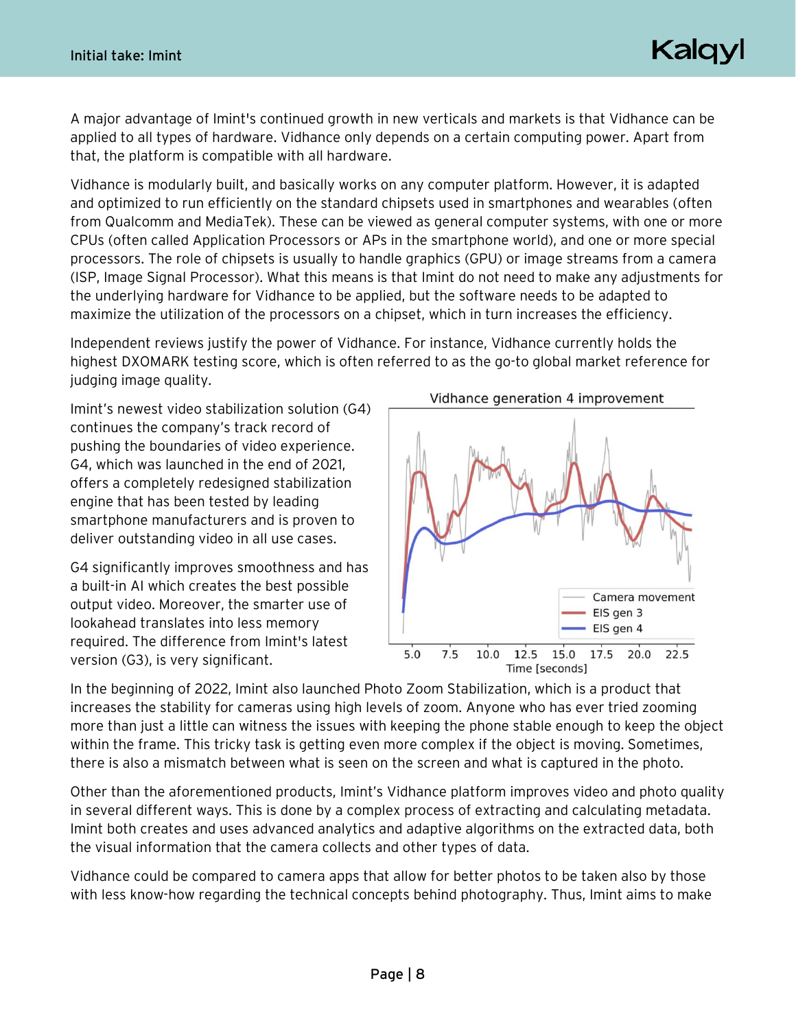A major advantage of Imint's continued growth in new verticals and markets is that Vidhance can be applied to all types of hardware. Vidhance only depends on a certain computing power. Apart from that, the platform is compatible with all hardware.

Vidhance is modularly built, and basically works on any computer platform. However, it is adapted and optimized to run efficiently on the standard chipsets used in smartphones and wearables (often from Qualcomm and MediaTek). These can be viewed as general computer systems, with one or more CPUs (often called Application Processors or APs in the smartphone world), and one or more special processors. The role of chipsets is usually to handle graphics (GPU) or image streams from a camera (ISP, Image Signal Processor). What this means is that Imint do not need to make any adjustments for the underlying hardware for Vidhance to be applied, but the software needs to be adapted to maximize the utilization of the processors on a chipset, which in turn increases the efficiency.

Independent reviews justify the power of Vidhance. For instance, Vidhance currently holds the highest DXOMARK testing score, which is often referred to as the go-to global market reference for judging image quality.

Imint's newest video stabilization solution (G4) continues the company's track record of pushing the boundaries of video experience. G4, which was launched in the end of 2021, offers a completely redesigned stabilization engine that has been tested by leading smartphone manufacturers and is proven to deliver outstanding video in all use cases.

G4 significantly improves smoothness and has a built-in AI which creates the best possible output video. Moreover, the smarter use of lookahead translates into less memory required. The difference from Imint's latest version (G3), is very significant.

Vidhance generation 4 improvement

Camera movement
EIS gen 3
EIS gen 4

5.0 7.5 10.0 12.5 15.0 17.5 20.0 22.5
Time [seconds]

In the beginning of 2022, Imint also launched Photo Zoom Stabilization, which is a product that increases the stability for cameras using high levels of zoom. Anyone who has ever tried zooming more than just a little can witness the issues with keeping the phone stable enough to keep the object within the frame. This tricky task is getting even more complex if the object is moving. Sometimes, there is also a mismatch between what is seen on the screen and what is captured in the photo.

Other than the aforementioned products, Imint's Vidhance platform improves video and photo quality in several different ways. This is done by a complex process of extracting and calculating metadata. Imint both creates and uses advanced analytics and adaptive algorithms on the extracted data, both the visual information that the camera collects and other types of data.

Vidhance could be compared to camera apps that allow for better photos to be taken also by those with less know-how regarding the technical concepts behind photography. Thus, Imint aims to make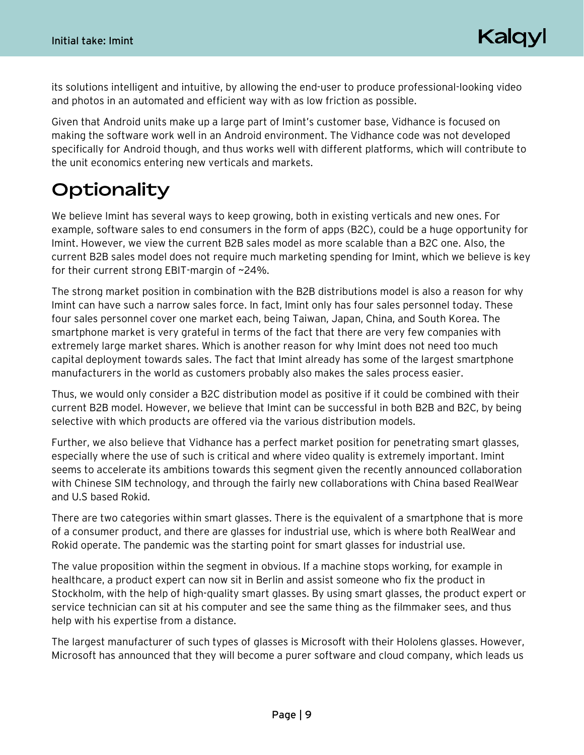its solutions intelligent and intuitive, by allowing the end-user to produce professional-looking video and photos in an automated and efficient way with as low friction as possible.

Given that Android units make up a large part of Imint's customer base, Vidhance is focused on making the software work well in an Android environment. The Vidhance code was not developed specifically for Android though, and thus works well with different platforms, which will contribute to the unit economics entering new verticals and markets.

# Optionality

We believe Imint has several ways to keep growing, both in existing verticals and new ones. For example, software sales to end consumers in the form of apps (B2C), could be a huge opportunity for Imint. However, we view the current B2B sales model as more scalable than a B2C one. Also, the current B2B sales model does not require much marketing spending for Imint, which we believe is key for their current strong EBIT-margin of ~24%.

The strong market position in combination with the B2B distributions model is also a reason for why Imint can have such a narrow sales force. In fact, Imint only has four sales personnel today. These four sales personnel cover one market each, being Taiwan, Japan, China, and South Korea. The smartphone market is very grateful in terms of the fact that there are very few companies with extremely large market shares. Which is another reason for why Imint does not need too much capital deployment towards sales. The fact that Imint already has some of the largest smartphone manufacturers in the world as customers probably also makes the sales process easier.

Thus, we would only consider a B2C distribution model as positive if it could be combined with their current B2B model. However, we believe that Imint can be successful in both B2B and B2C, by being selective with which products are offered via the various distribution models.

Further, we also believe that Vidhance has a perfect market position for penetrating smart glasses, especially where the use of such is critical and where video quality is extremely important. Imint seems to accelerate its ambitions towards this segment given the recently announced collaboration with Chinese SIM technology, and through the fairly new collaborations with China based RealWear and U.S based Rokid.

There are two categories within smart glasses. There is the equivalent of a smartphone that is more of a consumer product, and there are glasses for industrial use, which is where both RealWear and Rokid operate. The pandemic was the starting point for smart glasses for industrial use.

The value proposition within the segment in obvious. If a machine stops working, for example in healthcare, a product expert can now sit in Berlin and assist someone who fix the product in Stockholm, with the help of high-quality smart glasses. By using smart glasses, the product expert or service technician can sit at his computer and see the same thing as the filmmaker sees, and thus help with his expertise from a distance.

The largest manufacturer of such types of glasses is Microsoft with their Hololens glasses. However, Microsoft has announced that they will become a purer software and cloud company, which leads us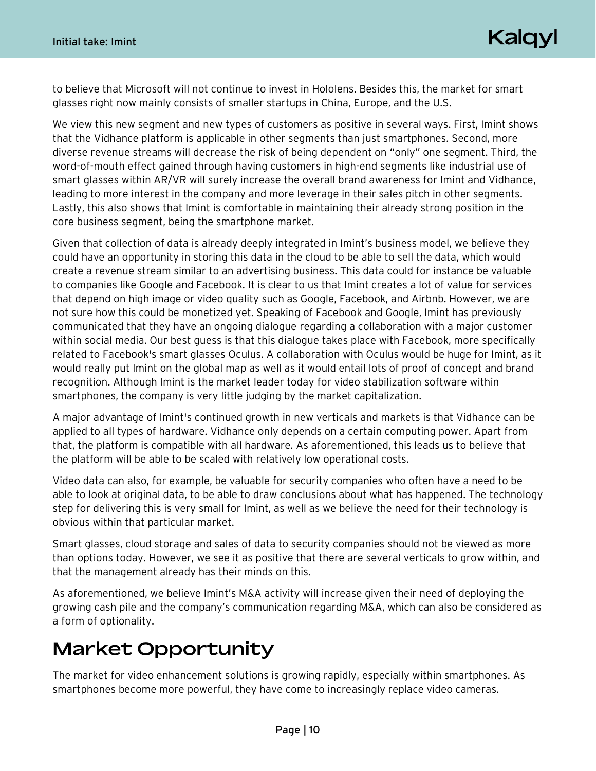to believe that Microsoft will not continue to invest in Hololens. Besides this, the market for smart glasses right now mainly consists of smaller startups in China, Europe, and the U.S.

We view this new segment and new types of customers as positive in several ways. First, Imint shows that the Vidhance platform is applicable in other segments than just smartphones. Second, more diverse revenue streams will decrease the risk of being dependent on "only" one segment. Third, the word-of-mouth effect gained through having customers in high-end segments like industrial use of smart glasses within AR/VR will surely increase the overall brand awareness for Imint and Vidhance, leading to more interest in the company and more leverage in their sales pitch in other segments. Lastly, this also shows that Imint is comfortable in maintaining their already strong position in the core business segment, being the smartphone market.

Given that collection of data is already deeply integrated in Imint's business model, we believe they could have an opportunity in storing this data in the cloud to be able to sell the data, which would create a revenue stream similar to an advertising business. This data could for instance be valuable to companies like Google and Facebook. It is clear to us that Imint creates a lot of value for services that depend on high image or video quality such as Google, Facebook, and Airbnb. However, we are not sure how this could be monetized yet. Speaking of Facebook and Google, Imint has previously communicated that they have an ongoing dialogue regarding a collaboration with a major customer within social media. Our best guess is that this dialogue takes place with Facebook, more specifically related to Facebook's smart glasses Oculus. A collaboration with Oculus would be huge for Imint, as it would really put Imint on the global map as well as it would entail lots of proof of concept and brand recognition. Although Imint is the market leader today for video stabilization software within smartphones, the company is very little judging by the market capitalization.

A major advantage of Imint's continued growth in new verticals and markets is that Vidhance can be applied to all types of hardware. Vidhance only depends on a certain computing power. Apart from that, the platform is compatible with all hardware. As aforementioned, this leads us to believe that the platform will be able to be scaled with relatively low operational costs.

Video data can also, for example, be valuable for security companies who often have a need to be able to look at original data, to be able to draw conclusions about what has happened. The technology step for delivering this is very small for Imint, as well as we believe the need for their technology is obvious within that particular market.

Smart glasses, cloud storage and sales of data to security companies should not be viewed as more than options today. However, we see it as positive that there are several verticals to grow within, and that the management already has their minds on this.

As aforementioned, we believe Imint's M&A activity will increase given their need of deploying the growing cash pile and the company's communication regarding M&A, which can also be considered as a form of optionality.

# Market Opportunity

The market for video enhancement solutions is growing rapidly, especially within smartphones. As smartphones become more powerful, they have come to increasingly replace video cameras.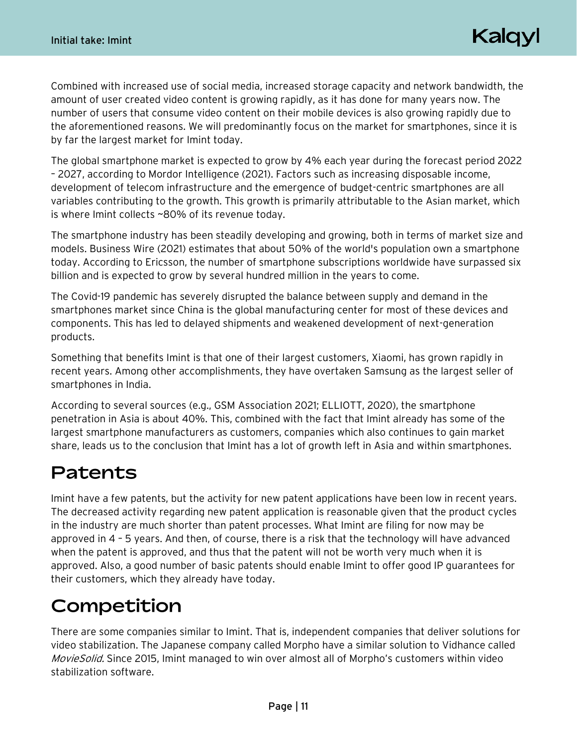Combined with increased use of social media, increased storage capacity and network bandwidth, the amount of user created video content is growing rapidly, as it has done for many years now. The number of users that consume video content on their mobile devices is also growing rapidly due to the aforementioned reasons. We will predominantly focus on the market for smartphones, since it is by far the largest market for Imint today.

The global smartphone market is expected to grow by 4% each year during the forecast period 2022 – 2027, according to Mordor Intelligence (2021). Factors such as increasing disposable income, development of telecom infrastructure and the emergence of budget-centric smartphones are all variables contributing to the growth. This growth is primarily attributable to the Asian market, which is where Imint collects ~80% of its revenue today.

The smartphone industry has been steadily developing and growing, both in terms of market size and models. Business Wire (2021) estimates that about 50% of the world's population own a smartphone today. According to Ericsson, the number of smartphone subscriptions worldwide have surpassed six billion and is expected to grow by several hundred million in the years to come.

The Covid-19 pandemic has severely disrupted the balance between supply and demand in the smartphones market since China is the global manufacturing center for most of these devices and components. This has led to delayed shipments and weakened development of next-generation products.

Something that benefits Imint is that one of their largest customers, Xiaomi, has grown rapidly in recent years. Among other accomplishments, they have overtaken Samsung as the largest seller of smartphones in India.

According to several sources (e.g., GSM Association 2021; ELLIOTT, 2020), the smartphone penetration in Asia is about 40%. This, combined with the fact that Imint already has some of the largest smartphone manufacturers as customers, companies which also continues to gain market share, leads us to the conclusion that Imint has a lot of growth left in Asia and within smartphones.

# Patents

Imint have a few patents, but the activity for new patent applications have been low in recent years. The decreased activity regarding new patent application is reasonable given that the product cycles in the industry are much shorter than patent processes. What Imint are filing for now may be approved in 4 – 5 years. And then, of course, there is a risk that the technology will have advanced when the patent is approved, and thus that the patent will not be worth very much when it is approved. Also, a good number of basic patents should enable Imint to offer good IP guarantees for their customers, which they already have today.

# Competition

There are some companies similar to Imint. That is, independent companies that deliver solutions for video stabilization. The Japanese company called Morpho have a similar solution to Vidhance called *MovieSolid.* Since 2015, Imint managed to win over almost all of Morpho's customers within video stabilization software.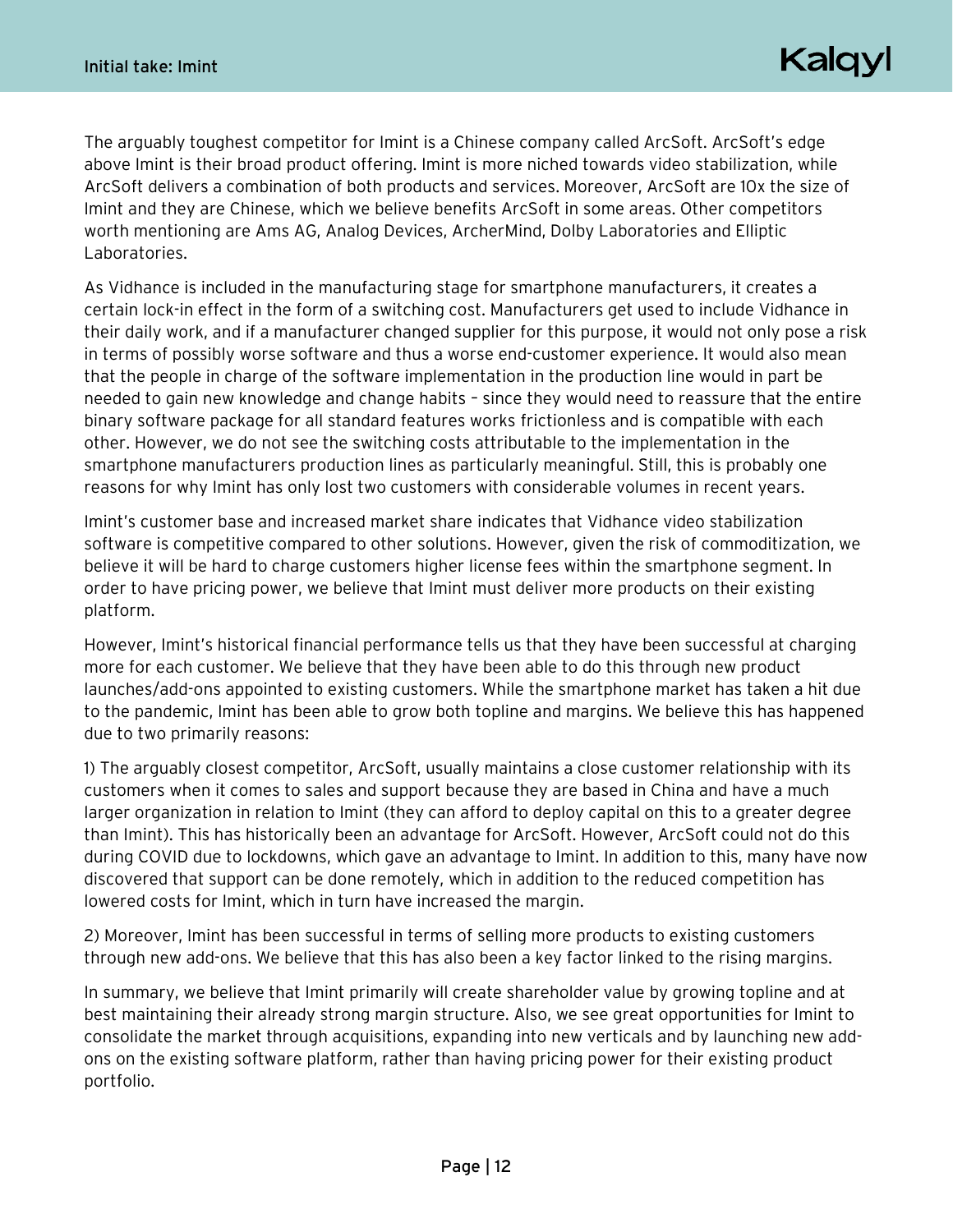The arguably toughest competitor for Imint is a Chinese company called ArcSoft. ArcSoft's edge above Imint is their broad product offering. Imint is more niched towards video stabilization, while ArcSoft delivers a combination of both products and services. Moreover, ArcSoft are 10x the size of Imint and they are Chinese, which we believe benefits ArcSoft in some areas. Other competitors worth mentioning are Ams AG, Analog Devices, ArcherMind, Dolby Laboratories and Elliptic Laboratories.

As Vidhance is included in the manufacturing stage for smartphone manufacturers, it creates a certain lock-in effect in the form of a switching cost. Manufacturers get used to include Vidhance in their daily work, and if a manufacturer changed supplier for this purpose, it would not only pose a risk in terms of possibly worse software and thus a worse end-customer experience. It would also mean that the people in charge of the software implementation in the production line would in part be needed to gain new knowledge and change habits – since they would need to reassure that the entire binary software package for all standard features works frictionless and is compatible with each other. However, we do not see the switching costs attributable to the implementation in the smartphone manufacturers production lines as particularly meaningful. Still, this is probably one reasons for why Imint has only lost two customers with considerable volumes in recent years.

Imint's customer base and increased market share indicates that Vidhance video stabilization software is competitive compared to other solutions. However, given the risk of commoditization, we believe it will be hard to charge customers higher license fees within the smartphone segment. In order to have pricing power, we believe that Imint must deliver more products on their existing platform.

However, Imint's historical financial performance tells us that they have been successful at charging more for each customer. We believe that they have been able to do this through new product launches/add-ons appointed to existing customers. While the smartphone market has taken a hit due to the pandemic, Imint has been able to grow both topline and margins. We believe this has happened due to two primarily reasons:

1) The arguably closest competitor, ArcSoft, usually maintains a close customer relationship with its customers when it comes to sales and support because they are based in China and have a much larger organization in relation to Imint (they can afford to deploy capital on this to a greater degree than Imint). This has historically been an advantage for ArcSoft. However, ArcSoft could not do this during COVID due to lockdowns, which gave an advantage to Imint. In addition to this, many have now discovered that support can be done remotely, which in addition to the reduced competition has lowered costs for Imint, which in turn have increased the margin.

2) Moreover, Imint has been successful in terms of selling more products to existing customers through new add-ons. We believe that this has also been a key factor linked to the rising margins.

In summary, we believe that Imint primarily will create shareholder value by growing topline and at best maintaining their already strong margin structure. Also, we see great opportunities for Imint to consolidate the market through acquisitions, expanding into new verticals and by launching new add-ons on the existing software platform, rather than having pricing power for their existing product portfolio.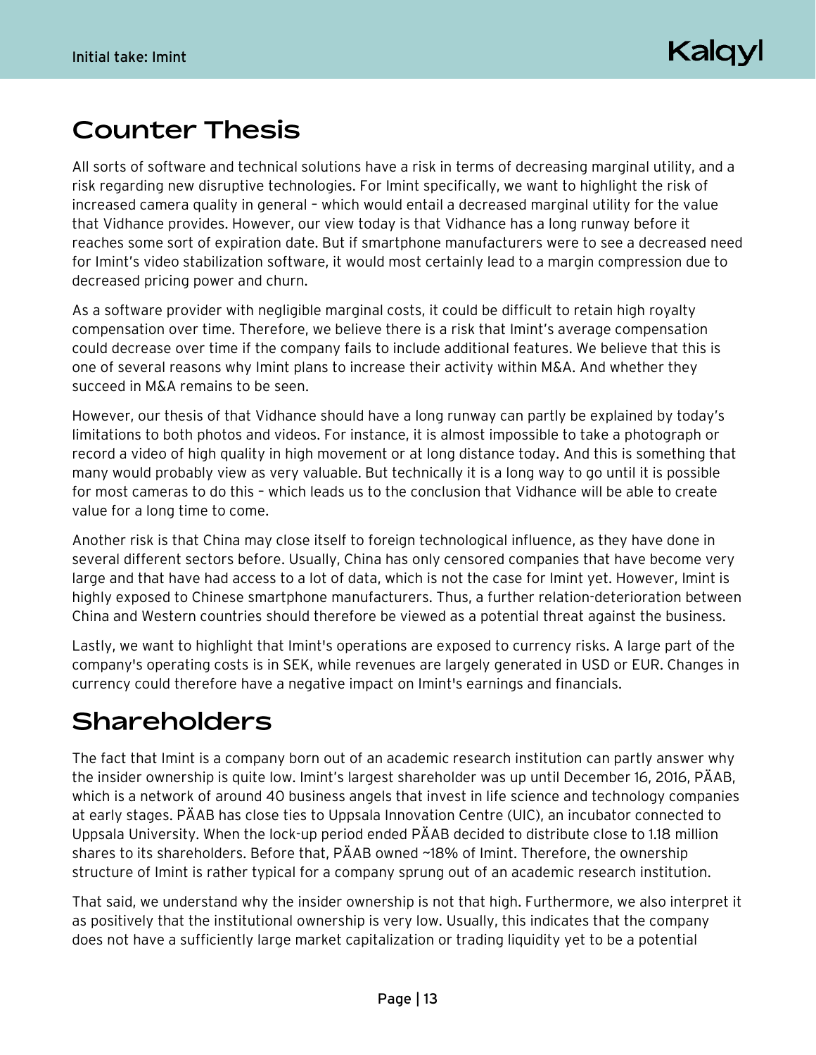## Counter Thesis

All sorts of software and technical solutions have a risk in terms of decreasing marginal utility, and a risk regarding new disruptive technologies. For Imint specifically, we want to highlight the risk of increased camera quality in general – which would entail a decreased marginal utility for the value that Vidhance provides. However, our view today is that Vidhance has a long runway before it reaches some sort of expiration date. But if smartphone manufacturers were to see a decreased need for Imint's video stabilization software, it would most certainly lead to a margin compression due to decreased pricing power and churn.

As a software provider with negligible marginal costs, it could be difficult to retain high royalty compensation over time. Therefore, we believe there is a risk that Imint's average compensation could decrease over time if the company fails to include additional features. We believe that this is one of several reasons why Imint plans to increase their activity within M&A. And whether they succeed in M&A remains to be seen.

However, our thesis of that Vidhance should have a long runway can partly be explained by today's limitations to both photos and videos. For instance, it is almost impossible to take a photograph or record a video of high quality in high movement or at long distance today. And this is something that many would probably view as very valuable. But technically it is a long way to go until it is possible for most cameras to do this – which leads us to the conclusion that Vidhance will be able to create value for a long time to come.

Another risk is that China may close itself to foreign technological influence, as they have done in several different sectors before. Usually, China has only censored companies that have become very large and that have had access to a lot of data, which is not the case for Imint yet. However, Imint is highly exposed to Chinese smartphone manufacturers. Thus, a further relation-deterioration between China and Western countries should therefore be viewed as a potential threat against the business.

Lastly, we want to highlight that Imint's operations are exposed to currency risks. A large part of the company's operating costs is in SEK, while revenues are largely generated in USD or EUR. Changes in currency could therefore have a negative impact on Imint's earnings and financials.

## Shareholders

The fact that Imint is a company born out of an academic research institution can partly answer why the insider ownership is quite low. Imint's largest shareholder was up until December 16, 2016, PÄAB, which is a network of around 40 business angels that invest in life science and technology companies at early stages. PÄAB has close ties to Uppsala Innovation Centre (UIC), an incubator connected to Uppsala University. When the lock-up period ended PÄAB decided to distribute close to 1.18 million shares to its shareholders. Before that, PÄAB owned ~18% of Imint. Therefore, the ownership structure of Imint is rather typical for a company sprung out of an academic research institution.

That said, we understand why the insider ownership is not that high. Furthermore, we also interpret it as positively that the institutional ownership is very low. Usually, this indicates that the company does not have a sufficiently large market capitalization or trading liquidity yet to be a potential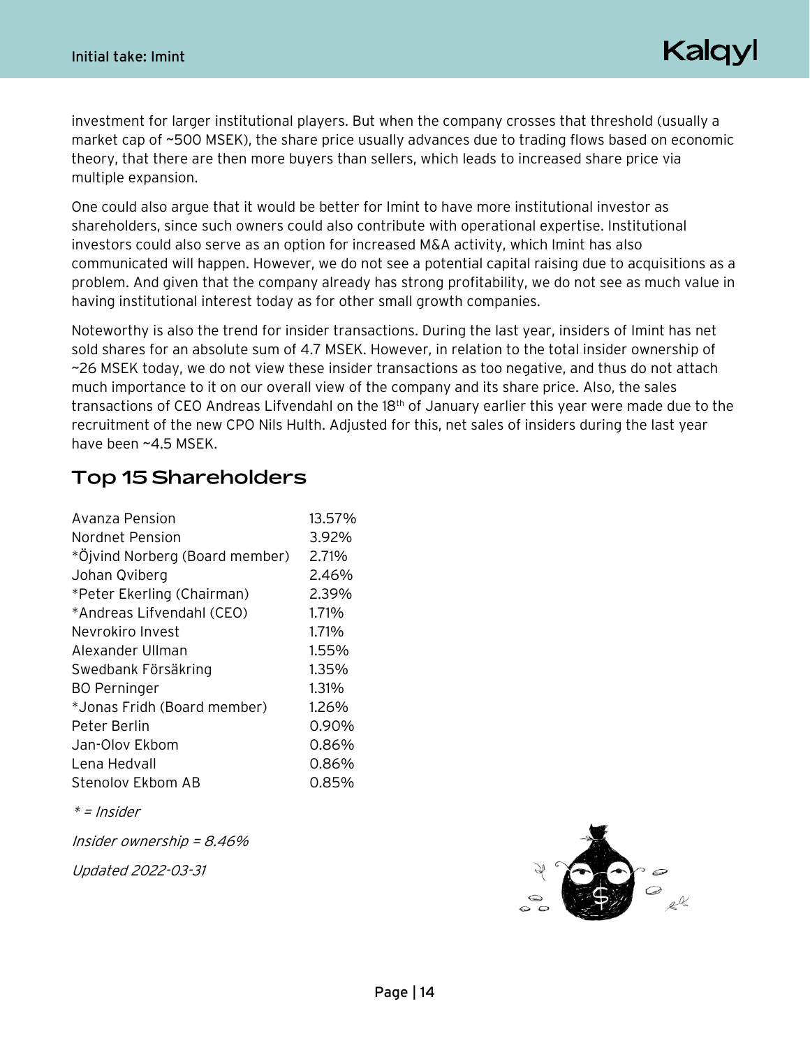investment for larger institutional players. But when the company crosses that threshold (usually a market cap of ~500 MSEK), the share price usually advances due to trading flows based on economic theory, that there are then more buyers than sellers, which leads to increased share price via multiple expansion.

One could also argue that it would be better for Imint to have more institutional investor as shareholders, since such owners could also contribute with operational expertise. Institutional investors could also serve as an option for increased M&A activity, which Imint has also communicated will happen. However, we do not see a potential capital raising due to acquisitions as a problem. And given that the company already has strong profitability, we do not see as much value in having institutional interest today as for other small growth companies.

Noteworthy is also the trend for insider transactions. During the last year, insiders of Imint has net sold shares for an absolute sum of 4.7 MSEK. However, in relation to the total insider ownership of ~26 MSEK today, we do not view these insider transactions as too negative, and thus do not attach much importance to it on our overall view of the company and its share price. Also, the sales transactions of CEO Andreas Lifvendahl on the 18th of January earlier this year were made due to the recruitment of the new CPO Nils Hulth. Adjusted for this, net sales of insiders during the last year have been ~4.5 MSEK.

## Top 15 Shareholders

| | |
|---|---|
| Avanza Pension | 13.57% |
| Nordnet Pension | 3.92% |
| *Öjvind Norberg (Board member) | 2.71% |
| Johan Qviberg | 2.46% |
| *Peter Ekerling (Chairman) | 2.39% |
| *Andreas Lifvendahl (CEO) | 1.71% |
| Nevrokiro Invest | 1.71% |
| Alexander Ullman | 1.55% |
| Swedbank Försäkring | 1.35% |
| BO Perninger | 1.31% |
| *Jonas Fridh (Board member) | 1.26% |
| Peter Berlin | 0.90% |
| Jan-Olov Ekbom | 0.86% |
| Lena Hedvall | 0.86% |
| Stenolov Ekbom AB | 0.85% |

*\* = Insider*

*Insider ownership = 8.46%*

*Updated 2022-03-31*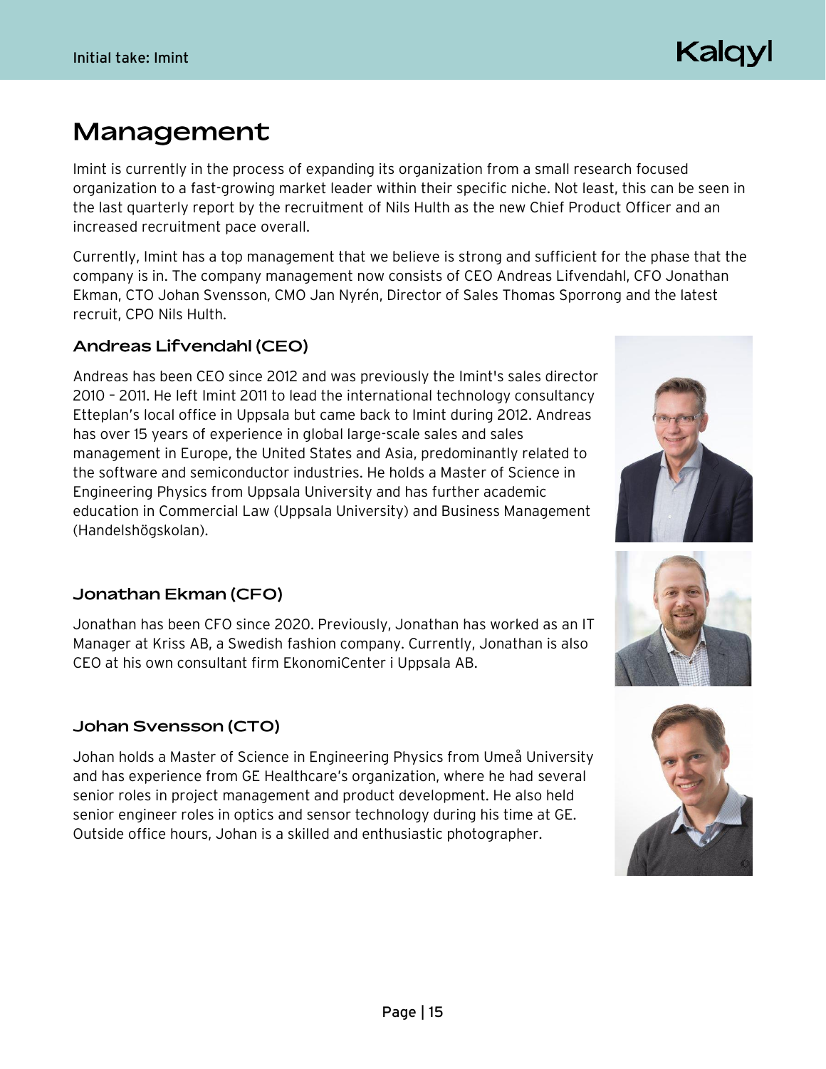# Management

Imint is currently in the process of expanding its organization from a small research focused organization to a fast-growing market leader within their specific niche. Not least, this can be seen in the last quarterly report by the recruitment of Nils Hulth as the new Chief Product Officer and an increased recruitment pace overall.

Currently, Imint has a top management that we believe is strong and sufficient for the phase that the company is in. The company management now consists of CEO Andreas Lifvendahl, CFO Jonathan Ekman, CTO Johan Svensson, CMO Jan Nyrén, Director of Sales Thomas Sporrong and the latest recruit, CPO Nils Hulth.

## Andreas Lifvendahl (CEO)

Andreas has been CEO since 2012 and was previously the Imint's sales director 2010 – 2011. He left Imint 2011 to lead the international technology consultancy Etteplan's local office in Uppsala but came back to Imint during 2012. Andreas has over 15 years of experience in global large-scale sales and sales management in Europe, the United States and Asia, predominantly related to the software and semiconductor industries. He holds a Master of Science in Engineering Physics from Uppsala University and has further academic education in Commercial Law (Uppsala University) and Business Management (Handelshögskolan).

## Jonathan Ekman (CFO)

Jonathan has been CFO since 2020. Previously, Jonathan has worked as an IT Manager at Kriss AB, a Swedish fashion company. Currently, Jonathan is also CEO at his own consultant firm EkonomiCenter i Uppsala AB.

## Johan Svensson (CTO)

Johan holds a Master of Science in Engineering Physics from Umeå University and has experience from GE Healthcare's organization, where he had several senior roles in project management and product development. He also held senior engineer roles in optics and sensor technology during his time at GE. Outside office hours, Johan is a skilled and enthusiastic photographer.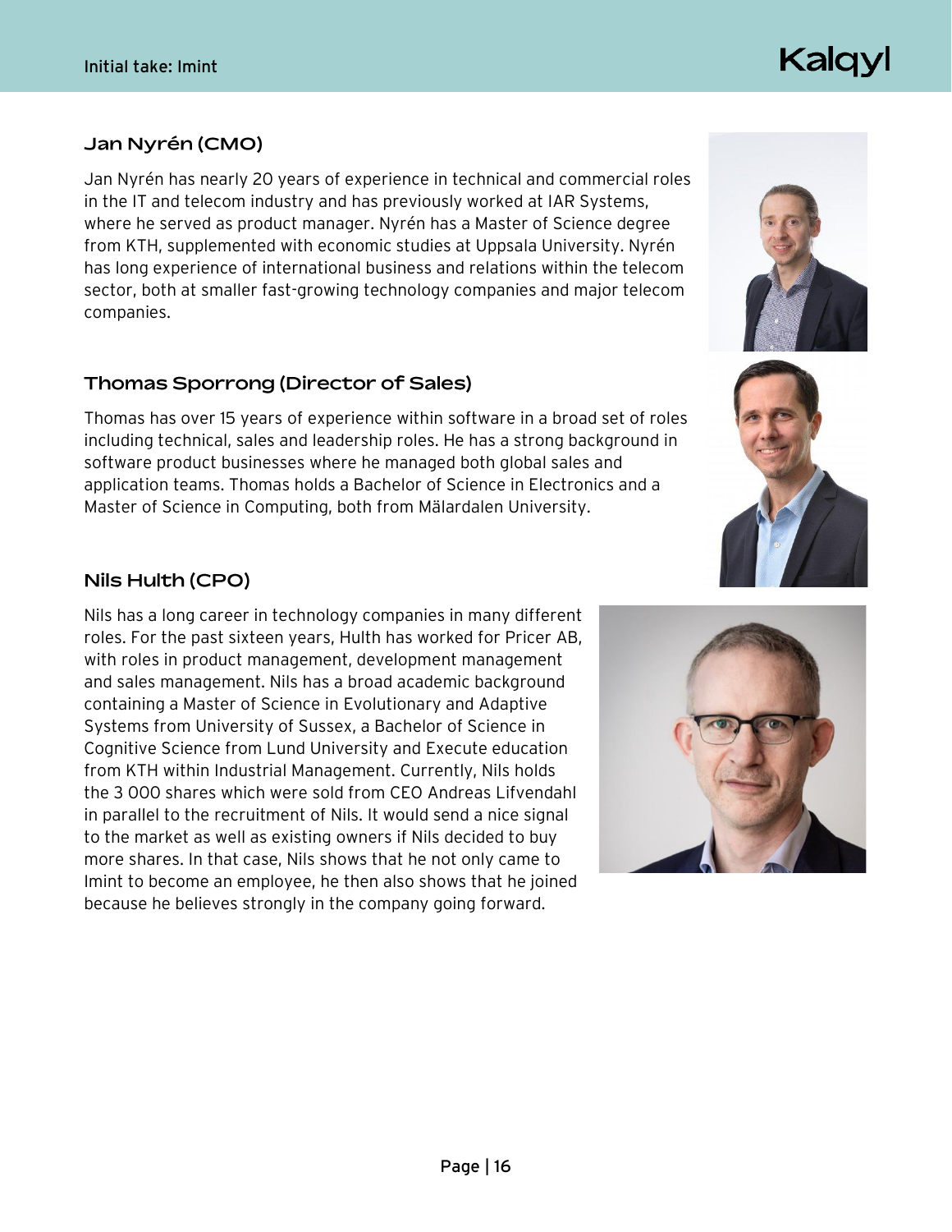### Jan Nyrén (CMO)

Jan Nyrén has nearly 20 years of experience in technical and commercial roles in the IT and telecom industry and has previously worked at IAR Systems, where he served as product manager. Nyrén has a Master of Science degree from KTH, supplemented with economic studies at Uppsala University. Nyrén has long experience of international business and relations within the telecom sector, both at smaller fast-growing technology companies and major telecom companies.

### Thomas Sporrong (Director of Sales)

Thomas has over 15 years of experience within software in a broad set of roles including technical, sales and leadership roles. He has a strong background in software product businesses where he managed both global sales and application teams. Thomas holds a Bachelor of Science in Electronics and a Master of Science in Computing, both from Mälardalen University.

### Nils Hulth (CPO)

Nils has a long career in technology companies in many different roles. For the past sixteen years, Hulth has worked for Pricer AB, with roles in product management, development management and sales management. Nils has a broad academic background containing a Master of Science in Evolutionary and Adaptive Systems from University of Sussex, a Bachelor of Science in Cognitive Science from Lund University and Execute education from KTH within Industrial Management. Currently, Nils holds the 3 000 shares which were sold from CEO Andreas Lifvendahl in parallel to the recruitment of Nils. It would send a nice signal to the market as well as existing owners if Nils decided to buy more shares. In that case, Nils shows that he not only came to Imint to become an employee, he then also shows that he joined because he believes strongly in the company going forward.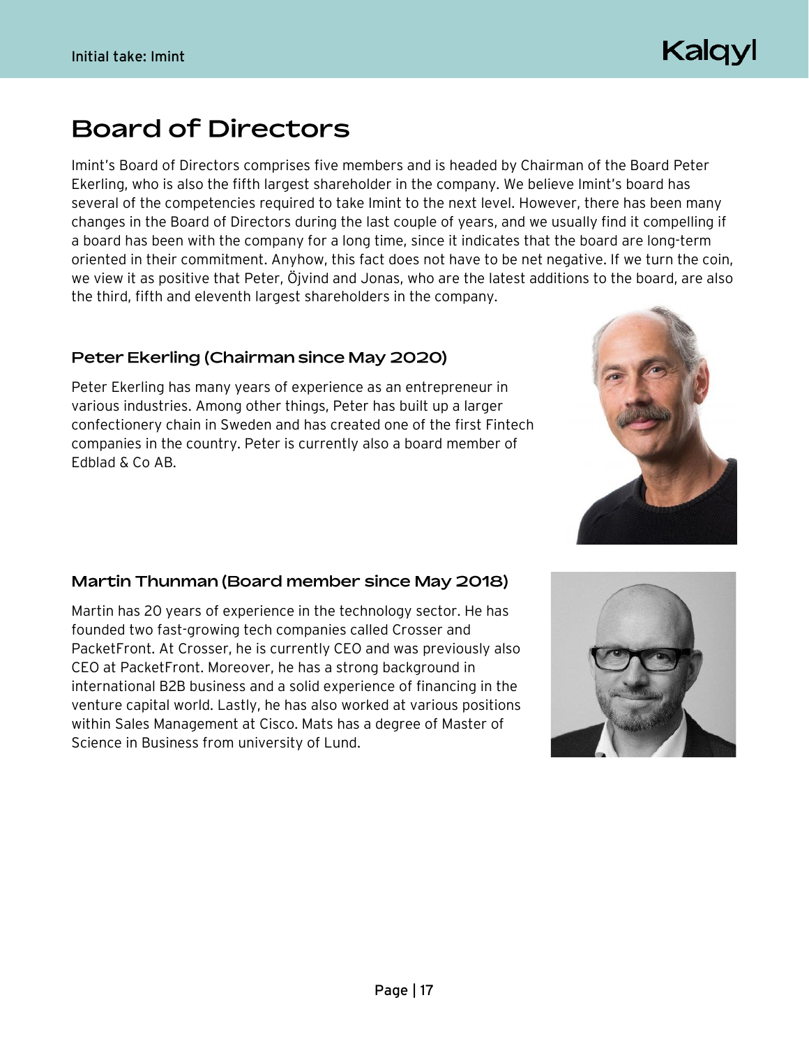# Board of Directors

Imint's Board of Directors comprises five members and is headed by Chairman of the Board Peter Ekerling, who is also the fifth largest shareholder in the company. We believe Imint's board has several of the competencies required to take Imint to the next level. However, there has been many changes in the Board of Directors during the last couple of years, and we usually find it compelling if a board has been with the company for a long time, since it indicates that the board are long-term oriented in their commitment. Anyhow, this fact does not have to be net negative. If we turn the coin, we view it as positive that Peter, Öjvind and Jonas, who are the latest additions to the board, are also the third, fifth and eleventh largest shareholders in the company.

## Peter Ekerling (Chairman since May 2020)

Peter Ekerling has many years of experience as an entrepreneur in various industries. Among other things, Peter has built up a larger confectionery chain in Sweden and has created one of the first Fintech companies in the country. Peter is currently also a board member of Edblad & Co AB.

## Martin Thunman (Board member since May 2018)

Martin has 20 years of experience in the technology sector. He has founded two fast-growing tech companies called Crosser and PacketFront. At Crosser, he is currently CEO and was previously also CEO at PacketFront. Moreover, he has a strong background in international B2B business and a solid experience of financing in the venture capital world. Lastly, he has also worked at various positions within Sales Management at Cisco. Mats has a degree of Master of Science in Business from university of Lund.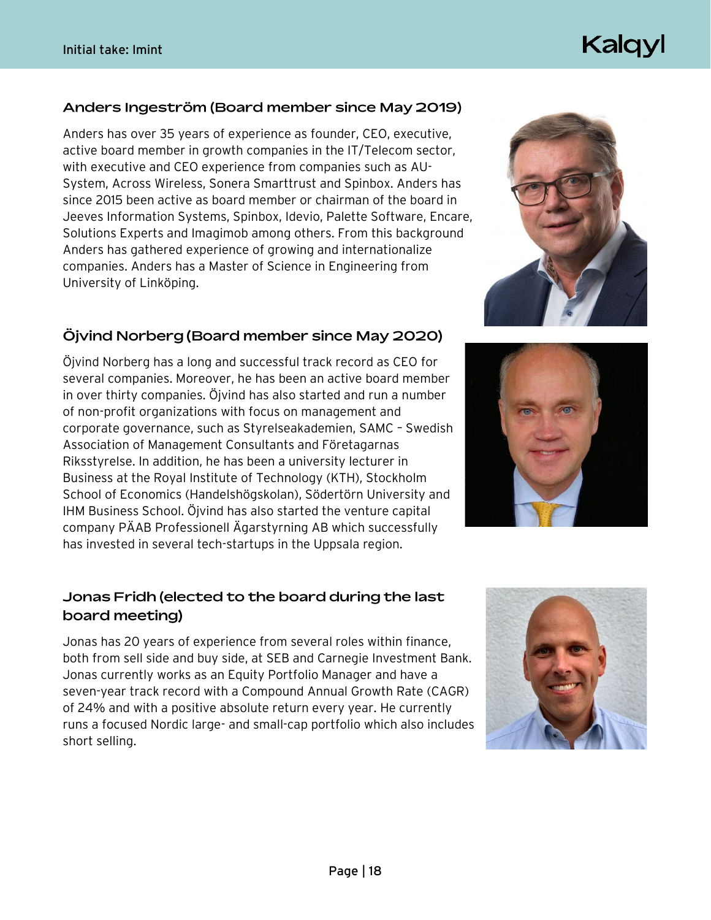### Anders Ingeström (Board member since May 2019)

Anders has over 35 years of experience as founder, CEO, executive, active board member in growth companies in the IT/Telecom sector, with executive and CEO experience from companies such as AU-System, Across Wireless, Sonera Smarttrust and Spinbox. Anders has since 2015 been active as board member or chairman of the board in Jeeves Information Systems, Spinbox, Idevio, Palette Software, Encare, Solutions Experts and Imagimob among others. From this background Anders has gathered experience of growing and internationalize companies. Anders has a Master of Science in Engineering from University of Linköping.

### Öjvind Norberg (Board member since May 2020)

Öjvind Norberg has a long and successful track record as CEO for several companies. Moreover, he has been an active board member in over thirty companies. Öjvind has also started and run a number of non-profit organizations with focus on management and corporate governance, such as Styrelseakademien, SAMC – Swedish Association of Management Consultants and Företagarnas Riksstyrelse. In addition, he has been a university lecturer in Business at the Royal Institute of Technology (KTH), Stockholm School of Economics (Handelshögskolan), Södertörn University and IHM Business School. Öjvind has also started the venture capital company PÄAB Professionell Ägarstyrning AB which successfully has invested in several tech-startups in the Uppsala region.

### Jonas Fridh (elected to the board during the last board meeting)

Jonas has 20 years of experience from several roles within finance, both from sell side and buy side, at SEB and Carnegie Investment Bank. Jonas currently works as an Equity Portfolio Manager and have a seven-year track record with a Compound Annual Growth Rate (CAGR) of 24% and with a positive absolute return every year. He currently runs a focused Nordic large- and small-cap portfolio which also includes short selling.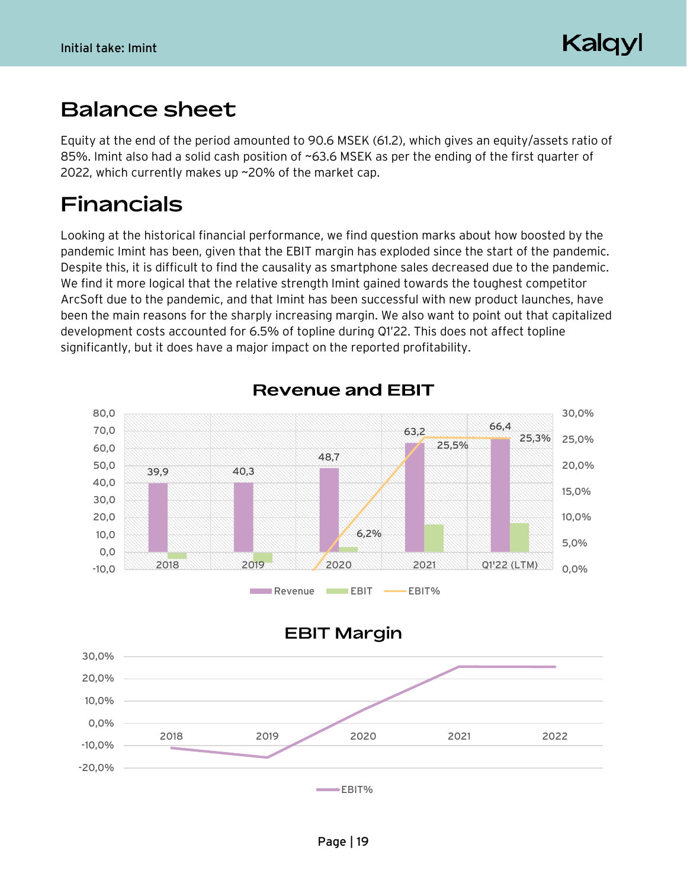# Balance sheet

Equity at the end of the period amounted to 90.6 MSEK (61.2), which gives an equity/assets ratio of 85%. Imint also had a solid cash position of ~63.6 MSEK as per the ending of the first quarter of 2022, which currently makes up ~20% of the market cap.

# Financials

Looking at the historical financial performance, we find question marks about how boosted by the pandemic Imint has been, given that the EBIT margin has exploded since the start of the pandemic. Despite this, it is difficult to find the causality as smartphone sales decreased due to the pandemic. We find it more logical that the relative strength Imint gained towards the toughest competitor ArcSoft due to the pandemic, and that Imint has been successful with new product launches, have been the main reasons for the sharply increasing margin. We also want to point out that capitalized development costs accounted for 6.5% of topline during Q1'22. This does not affect topline significantly, but it does have a major impact on the reported profitability.

**Revenue and EBIT**

80,0
70,0
60,0
50,0
40,0
30,0
20,0
10,0
0,0
-10,0

30,0%
25,0%
20,0%
15,0%
10,0%
5,0%
0,0%

39,9
40,3
48,7
63,2
66,4
6,2%
25,5%
25,3%

2018
2019
2020
2021
Q1'22 (LTM)

Revenue
EBIT
EBIT%

**EBIT Margin**

30,0%
20,0%
10,0%
0,0%
-10,0%
-20,0%

2018
2019
2020
2021
2022

EBIT%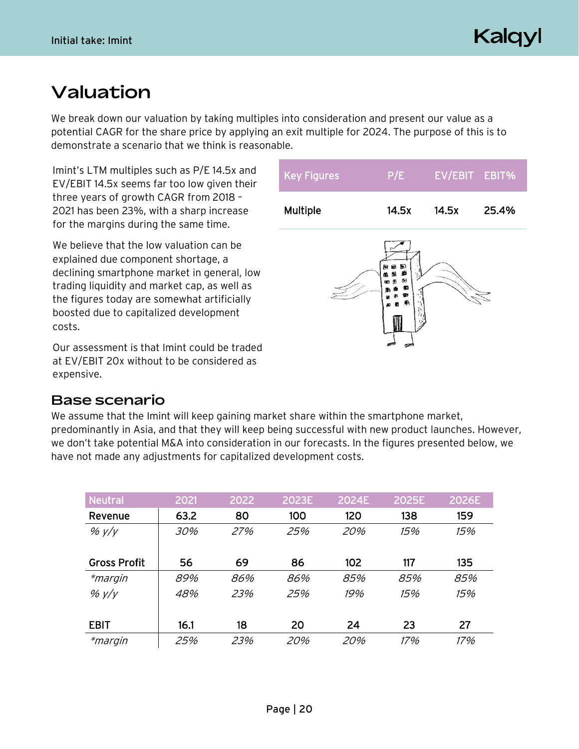# Valuation

We break down our valuation by taking multiples into consideration and present our value as a potential CAGR for the share price by applying an exit multiple for 2024. The purpose of this is to demonstrate a scenario that we think is reasonable.

Imint's LTM multiples such as P/E 14.5x and EV/EBIT 14.5x seems far too low given their three years of growth CAGR from 2018 – 2021 has been 23%, with a sharp increase for the margins during the same time.

We believe that the low valuation can be explained due component shortage, a declining smartphone market in general, low trading liquidity and market cap, as well as the figures today are somewhat artificially boosted due to capitalized development costs.

Our assessment is that Imint could be traded at EV/EBIT 20x without to be considered as expensive.

| Key Figures | P/E | EV/EBIT | EBIT% |
|---|---|---|---|
| **Multiple** | 14.5x | 14.5x | 25.4% |

## Base scenario

We assume that the Imint will keep gaining market share within the smartphone market, predominantly in Asia, and that they will keep being successful with new product launches. However, we don't take potential M&A into consideration in our forecasts. In the figures presented below, we have not made any adjustments for capitalized development costs.

| Neutral | 2021 | 2022 | 2023E | 2024E | 2025E | 2026E |
|---|---|---|---|---|---|---|
| Revenue | 63.2 | 80 | 100 | 120 | 138 | 159 |
| *% y/y* | *30%* | *27%* | *25%* | *20%* | *15%* | *15%* |
| | | | | | | |
| Gross Profit | 56 | 69 | 86 | 102 | 117 | 135 |
| *\*margin* | *89%* | *86%* | *86%* | *85%* | *85%* | *85%* |
| *% y/y* | *48%* | *23%* | *25%* | *19%* | *15%* | *15%* |
| | | | | | | |
| EBIT | 16.1 | 18 | 20 | 24 | 23 | 27 |
| *\*margin* | *25%* | *23%* | *20%* | *20%* | *17%* | *17%* |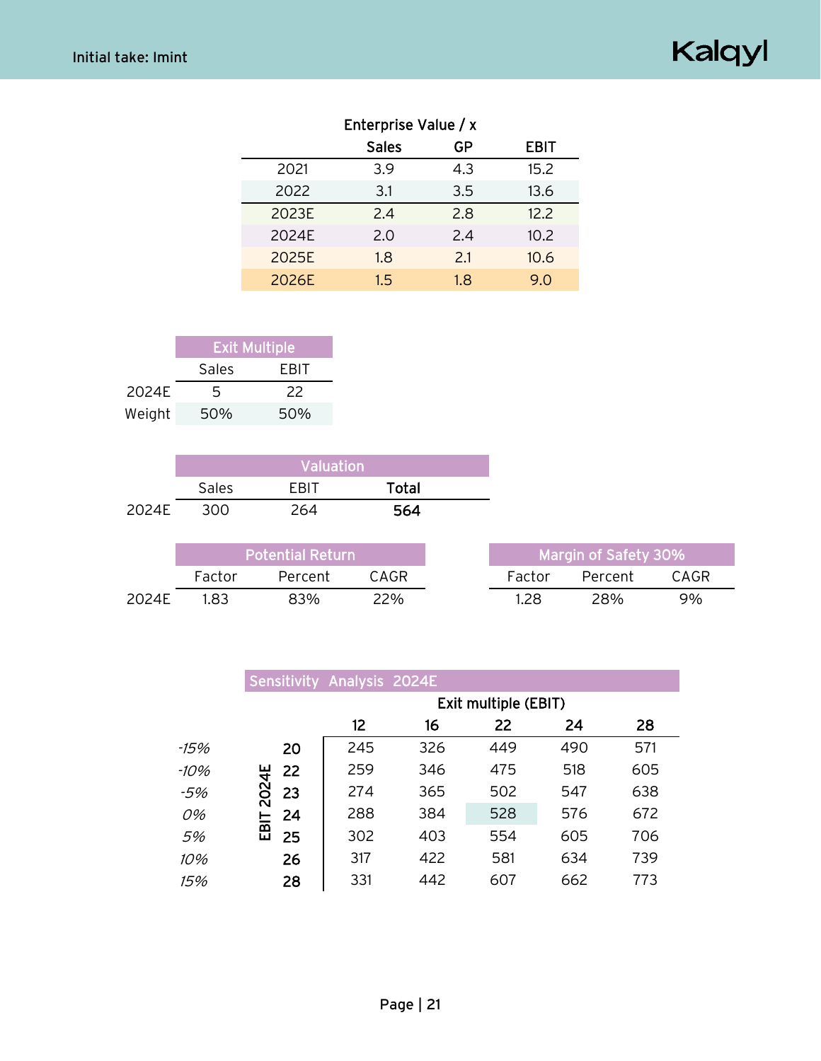| | Enterprise Value / x | | |
|---|---|---|---|
| | Sales | GP | EBIT |
| 2021 | 3.9 | 4.3 | 15.2 |
| 2022 | 3.1 | 3.5 | 13.6 |
| 2023E | 2.4 | 2.8 | 12.2 |
| 2024E | 2.0 | 2.4 | 10.2 |
| 2025E | 1.8 | 2.1 | 10.6 |
| 2026E | 1.5 | 1.8 | 9.0 |

| | Exit Multiple | |
|---|---|---|
| | Sales | EBIT |
| 2024E | 5 | 22 |
| Weight | 50% | 50% |

| | Valuation | | |
|---|---|---|---|
| | Sales | EBIT | Total |
| 2024E | 300 | 264 | **564** |

| | Potential Return | | |
|---|---|---|---|
| | Factor | Percent | CAGR |
| 2024E | 1.83 | 83% | 22% |

| Margin of Safety 30% | | |
|---|---|---|
| Factor | Percent | CAGR |
| 1.28 | 28% | 9% |

| Sensitivity Analysis 2024E | | Exit multiple (EBIT) | | | | |
|---|---|---|---|---|---|---|
| | EBIT 2024E | 12 | 16 | 22 | 24 | 28 |
| *-15%* | 20 | 245 | 326 | 449 | 490 | 571 |
| *-10%* | 22 | 259 | 346 | 475 | 518 | 605 |
| *-5%* | 23 | 274 | 365 | 502 | 547 | 638 |
| *0%* | 24 | 288 | 384 | 528 | 576 | 672 |
| *5%* | 25 | 302 | 403 | 554 | 605 | 706 |
| *10%* | 26 | 317 | 422 | 581 | 634 | 739 |
| *15%* | 28 | 331 | 442 | 607 | 662 | 773 |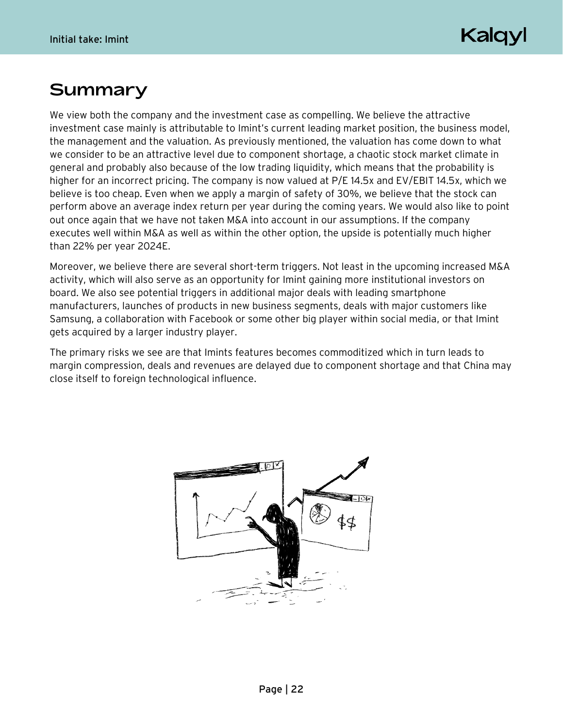# Summary

We view both the company and the investment case as compelling. We believe the attractive investment case mainly is attributable to Imint's current leading market position, the business model, the management and the valuation. As previously mentioned, the valuation has come down to what we consider to be an attractive level due to component shortage, a chaotic stock market climate in general and probably also because of the low trading liquidity, which means that the probability is higher for an incorrect pricing. The company is now valued at P/E 14.5x and EV/EBIT 14.5x, which we believe is too cheap. Even when we apply a margin of safety of 30%, we believe that the stock can perform above an average index return per year during the coming years. We would also like to point out once again that we have not taken M&A into account in our assumptions. If the company executes well within M&A as well as within the other option, the upside is potentially much higher than 22% per year 2024E.

Moreover, we believe there are several short-term triggers. Not least in the upcoming increased M&A activity, which will also serve as an opportunity for Imint gaining more institutional investors on board. We also see potential triggers in additional major deals with leading smartphone manufacturers, launches of products in new business segments, deals with major customers like Samsung, a collaboration with Facebook or some other big player within social media, or that Imint gets acquired by a larger industry player.

The primary risks we see are that Imints features becomes commoditized which in turn leads to margin compression, deals and revenues are delayed due to component shortage and that China may close itself to foreign technological influence.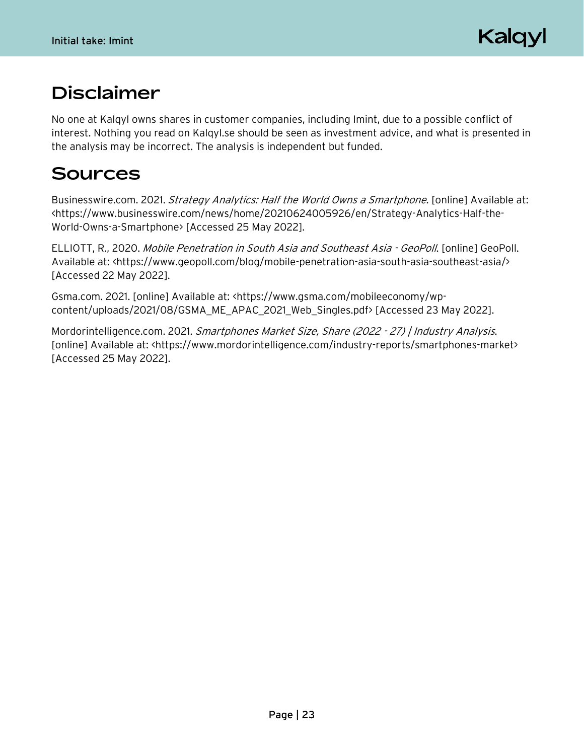# Disclaimer

No one at Kalqyl owns shares in customer companies, including Imint, due to a possible conflict of interest. Nothing you read on Kalqyl.se should be seen as investment advice, and what is presented in the analysis may be incorrect. The analysis is independent but funded.

# Sources

Businesswire.com. 2021. *Strategy Analytics: Half the World Owns a Smartphone*. [online] Available at: <https://www.businesswire.com/news/home/20210624005926/en/Strategy-Analytics-Half-the-World-Owns-a-Smartphone> [Accessed 25 May 2022].

ELLIOTT, R., 2020. *Mobile Penetration in South Asia and Southeast Asia - GeoPoll*. [online] GeoPoll. Available at: <https://www.geopoll.com/blog/mobile-penetration-asia-south-asia-southeast-asia/> [Accessed 22 May 2022].

Gsma.com. 2021. [online] Available at: <https://www.gsma.com/mobileeconomy/wp-content/uploads/2021/08/GSMA_ME_APAC_2021_Web_Singles.pdf> [Accessed 23 May 2022].

Mordorintelligence.com. 2021. *Smartphones Market Size, Share (2022 - 27) | Industry Analysis*. [online] Available at: <https://www.mordorintelligence.com/industry-reports/smartphones-market> [Accessed 25 May 2022].